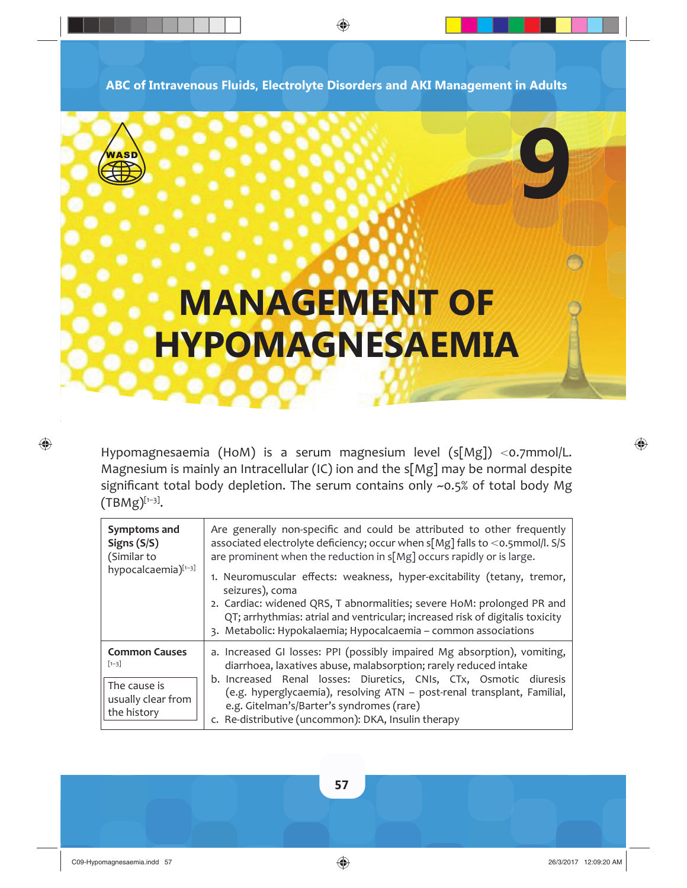# 9

# MANAGEMENT OF HYPOMAGNESAEMIA

Hypomagnesaemia (HoM) is a serum magnesium level (s[Mg]) <0.7mmol/L. Magnesium is mainly an Intracellular (IC) ion and the s[Mg] may be normal despite significant total body depletion. The serum contains only ~0.5% of total body Mg (TBMg)[1–3].

| | |
|---|---|
| **Symptoms and Signs (S/S)** (Similar to hypocalcaemia)[1–3] | Are generally non-specific and could be attributed to other frequently associated electrolyte deficiency; occur when s[Mg] falls to <0.5mmol/l. S/S are prominent when the reduction in s[Mg] occurs rapidly or is large.<br>1. Neuromuscular effects: weakness, hyper-excitability (tetany, tremor, seizures), coma<br>2. Cardiac: widened QRS, T abnormalities; severe HoM: prolonged PR and QT; arrhythmias: atrial and ventricular; increased risk of digitalis toxicity<br>3. Metabolic: Hypokalaemia; Hypocalcaemia – common associations |
| **Common Causes** [1–3]<br>The cause is usually clear from the history | a. Increased GI losses: PPI (possibly impaired Mg absorption), vomiting, diarrhoea, laxatives abuse, malabsorption; rarely reduced intake<br>b. Increased Renal losses: Diuretics, CNIs, CTx, Osmotic diuresis (e.g. hyperglycaemia), resolving ATN – post-renal transplant, Familial, e.g. Gitelman's/Barter's syndromes (rare)<br>c. Re-distributive (uncommon): DKA, Insulin therapy |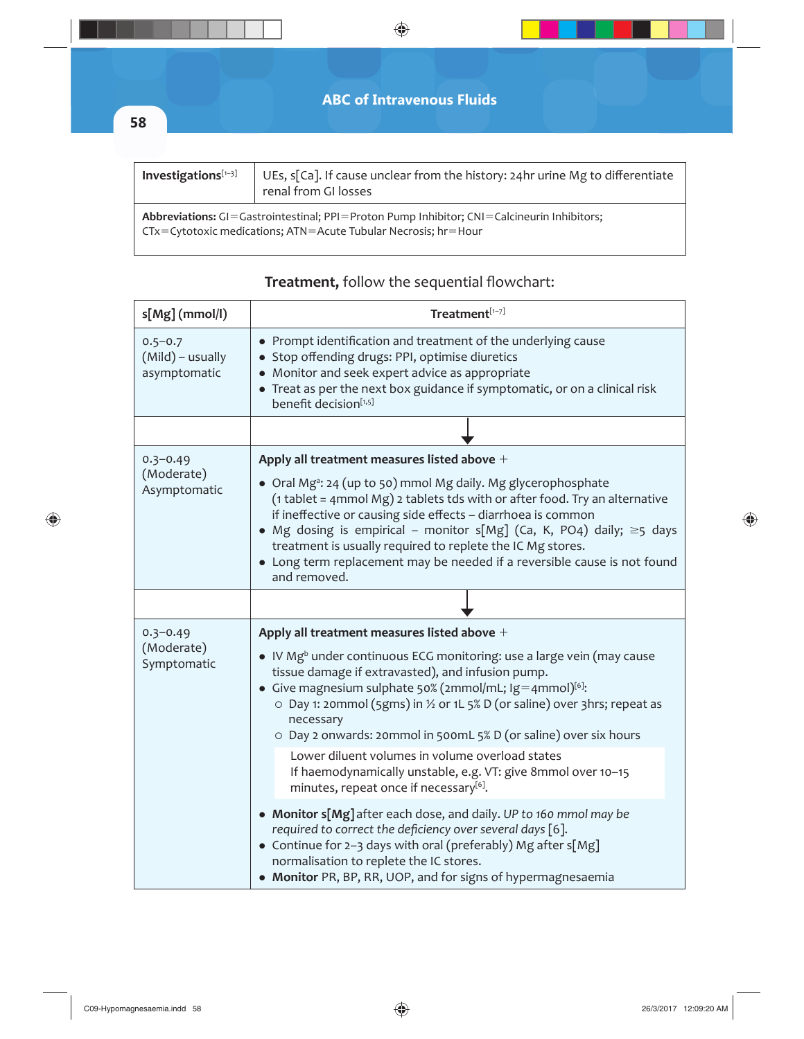| **Investigations**[1–3] | UEs, s[Ca]. If cause unclear from the history: 24hr urine Mg to differentiate renal from GI losses |
|---|---|
| **Abbreviations:** GI=Gastrointestinal; PPI=Proton Pump Inhibitor; CNI=Calcineurin Inhibitors; CTx=Cytotoxic medications; ATN=Acute Tubular Necrosis; hr=Hour | |

**Treatment,** follow the sequential flowchart:

| s[Mg] (mmol/l) | Treatment[1–7] |
|---|---|
| 0.5–0.7 (Mild) – usually asymptomatic | • Prompt identification and treatment of the underlying cause<br>• Stop offending drugs: PPI, optimise diuretics<br>• Monitor and seek expert advice as appropriate<br>• Treat as per the next box guidance if symptomatic, or on a clinical risk benefit decision[1,5] |
| | ↓ |
| 0.3–0.49 (Moderate) Asymptomatic | **Apply all treatment measures listed above** +<br>• Oral Mg[a]: 24 (up to 50) mmol Mg daily. Mg glycerophosphate (1 tablet = 4mmol Mg) 2 tablets tds with or after food. Try an alternative if ineffective or causing side effects – diarrhoea is common<br>• Mg dosing is empirical – monitor s[Mg] (Ca, K, PO4) daily; ≥5 days treatment is usually required to replete the IC Mg stores.<br>• Long term replacement may be needed if a reversible cause is not found and removed. |
| | ↓ |
| 0.3–0.49 (Moderate) Symptomatic | **Apply all treatment measures listed above** +<br>• IV Mg[b] under continuous ECG monitoring: use a large vein (may cause tissue damage if extravasted), and infusion pump.<br>• Give magnesium sulphate 50% (2mmol/mL; 1g=4mmol)[6]:<br>&nbsp;&nbsp;○ Day 1: 20mmol (5gms) in ½ or 1L 5% D (or saline) over 3hrs; repeat as necessary<br>&nbsp;&nbsp;○ Day 2 onwards: 20mmol in 500mL 5% D (or saline) over six hours<br>Lower diluent volumes in volume overload states<br>If haemodynamically unstable, e.g. VT: give 8mmol over 10–15 minutes, repeat once if necessary[6].<br>• **Monitor s[Mg]** after each dose, and daily. *UP to 160 mmol may be required to correct the deficiency over several days* [6].<br>• Continue for 2–3 days with oral (preferably) Mg after s[Mg] normalisation to replete the IC stores.<br>• **Monitor** PR, BP, RR, UOP, and for signs of hypermagnesaemia |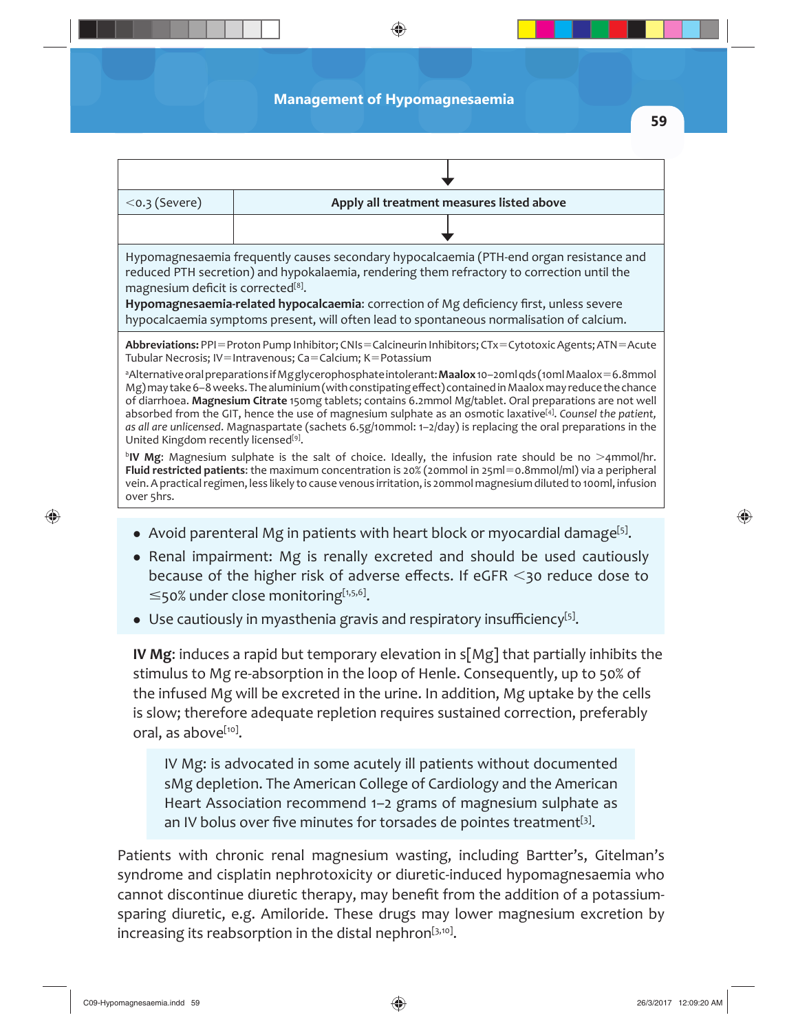| | |
|---|---|
| | ↓ |
| <0.3 (Severe) | **Apply all treatment measures listed above** |
| | ↓ |

Hypomagnesaemia frequently causes secondary hypocalcaemia (PTH-end organ resistance and reduced PTH secretion) and hypokalaemia, rendering them refractory to correction until the magnesium deficit is corrected[8].
**Hypomagnesaemia-related hypocalcaemia**: correction of Mg deficiency first, unless severe hypocalcaemia symptoms present, will often lead to spontaneous normalisation of calcium.

**Abbreviations:** PPI = Proton Pump Inhibitor; CNIs = Calcineurin Inhibitors; CTx = Cytotoxic Agents; ATN = Acute Tubular Necrosis; IV = Intravenous; Ca = Calcium; K = Potassium

[a]Alternative oral preparations if Mg glycerophosphate intolerant: **Maalox** 10–20ml qds (10ml Maalox = 6.8mmol Mg) may take 6–8 weeks. The aluminium (with constipating effect) contained in Maalox may reduce the chance of diarrhoea. **Magnesium Citrate** 150mg tablets; contains 6.2mmol Mg/tablet. Oral preparations are not well absorbed from the GIT, hence the use of magnesium sulphate as an osmotic laxative[4]. *Counsel the patient, as all are unlicensed.* Magnaspartate (sachets 6.5g/10mmol: 1–2/day) is replacing the oral preparations in the United Kingdom recently licensed[9].

[b]**IV Mg**: Magnesium sulphate is the salt of choice. Ideally, the infusion rate should be no >4mmol/hr. **Fluid restricted patients**: the maximum concentration is 20% (20mmol in 25ml = 0.8mmol/ml) via a peripheral vein. A practical regimen, less likely to cause venous irritation, is 20mmol magnesium diluted to 100ml, infusion over 5hrs.

- Avoid parenteral Mg in patients with heart block or myocardial damage[5].
- Renal impairment: Mg is renally excreted and should be used cautiously because of the higher risk of adverse effects. If eGFR <30 reduce dose to ≤50% under close monitoring[1,5,6].
- Use cautiously in myasthenia gravis and respiratory insufficiency[5].

**IV Mg**: induces a rapid but temporary elevation in s[Mg] that partially inhibits the stimulus to Mg re-absorption in the loop of Henle. Consequently, up to 50% of the infused Mg will be excreted in the urine. In addition, Mg uptake by the cells is slow; therefore adequate repletion requires sustained correction, preferably oral, as above[10].

IV Mg: is advocated in some acutely ill patients without documented sMg depletion. The American College of Cardiology and the American Heart Association recommend 1–2 grams of magnesium sulphate as an IV bolus over five minutes for torsades de pointes treatment[3].

Patients with chronic renal magnesium wasting, including Bartter's, Gitelman's syndrome and cisplatin nephrotoxicity or diuretic-induced hypomagnesaemia who cannot discontinue diuretic therapy, may benefit from the addition of a potassium-sparing diuretic, e.g. Amiloride. These drugs may lower magnesium excretion by increasing its reabsorption in the distal nephron[3,10].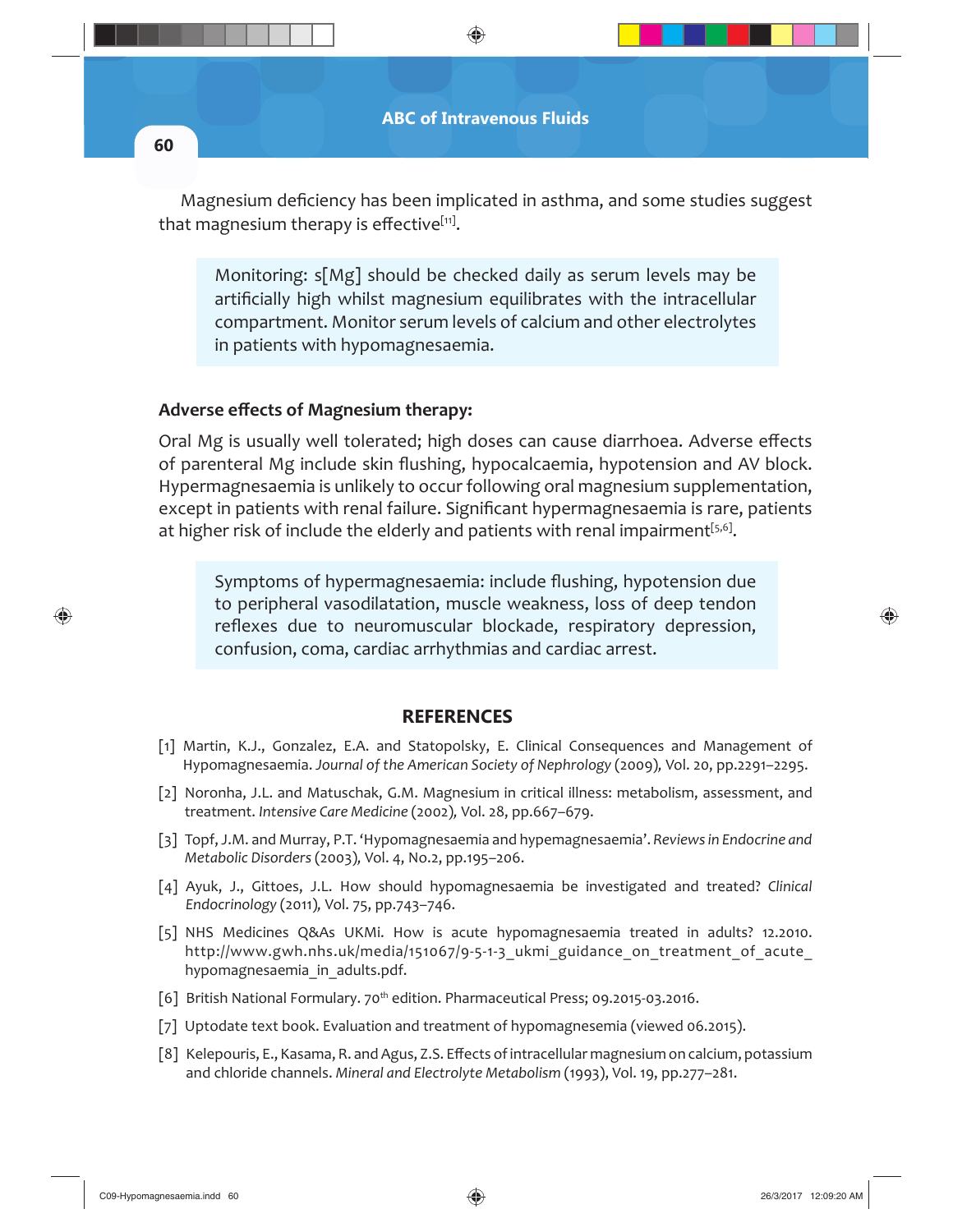Magnesium deficiency has been implicated in asthma, and some studies suggest that magnesium therapy is effective[11].

> Monitoring: s[Mg] should be checked daily as serum levels may be artificially high whilst magnesium equilibrates with the intracellular compartment. Monitor serum levels of calcium and other electrolytes in patients with hypomagnesaemia.

**Adverse effects of Magnesium therapy:**

Oral Mg is usually well tolerated; high doses can cause diarrhoea. Adverse effects of parenteral Mg include skin flushing, hypocalcaemia, hypotension and AV block. Hypermagnesaemia is unlikely to occur following oral magnesium supplementation, except in patients with renal failure. Significant hypermagnesaemia is rare, patients at higher risk of include the elderly and patients with renal impairment[5,6].

> Symptoms of hypermagnesaemia: include flushing, hypotension due to peripheral vasodilatation, muscle weakness, loss of deep tendon reflexes due to neuromuscular blockade, respiratory depression, confusion, coma, cardiac arrhythmias and cardiac arrest.

## REFERENCES

[1] Martin, K.J., Gonzalez, E.A. and Statopolsky, E. Clinical Consequences and Management of Hypomagnesaemia. *Journal of the American Society of Nephrology* (2009), Vol. 20, pp.2291–2295.

[2] Noronha, J.L. and Matuschak, G.M. Magnesium in critical illness: metabolism, assessment, and treatment. *Intensive Care Medicine* (2002), Vol. 28, pp.667–679.

[3] Topf, J.M. and Murray, P.T. 'Hypomagnesaemia and hypemagnesaemia'. *Reviews in Endocrine and Metabolic Disorders* (2003), Vol. 4, No.2, pp.195–206.

[4] Ayuk, J., Gittoes, J.L. How should hypomagnesaemia be investigated and treated? *Clinical Endocrinology* (2011), Vol. 75, pp.743–746.

[5] NHS Medicines Q&As UKMi. How is acute hypomagnesaemia treated in adults? 12.2010. http://www.gwh.nhs.uk/media/151067/9-5-1-3_ukmi_guidance_on_treatment_of_acute_hypomagnesaemia_in_adults.pdf.

[6] British National Formulary. 70th edition. Pharmaceutical Press; 09.2015-03.2016.

[7] Uptodate text book. Evaluation and treatment of hypomagnesemia (viewed 06.2015).

[8] Kelepouris, E., Kasama, R. and Agus, Z.S. Effects of intracellular magnesium on calcium, potassium and chloride channels. *Mineral and Electrolyte Metabolism* (1993), Vol. 19, pp.277–281.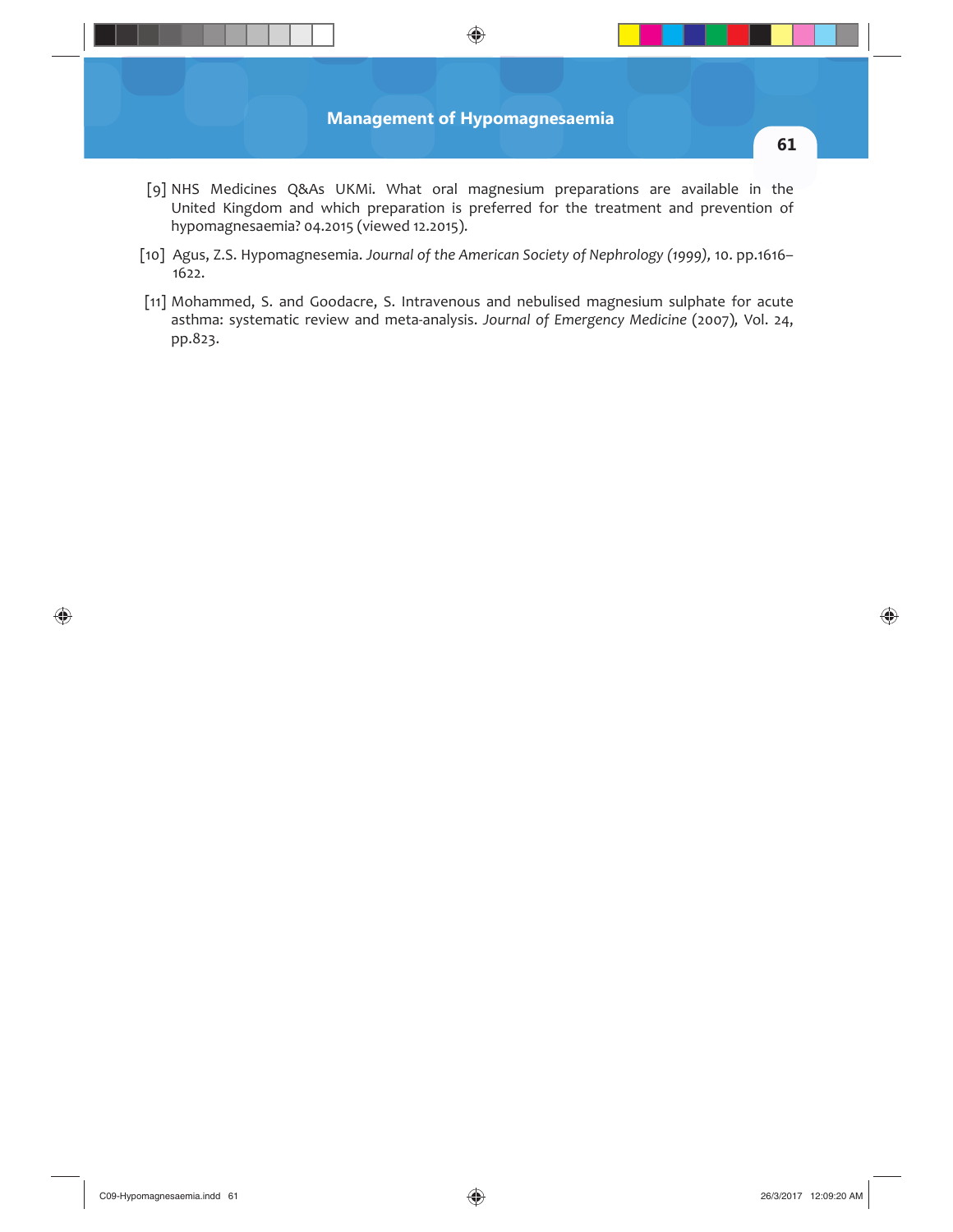[9] NHS Medicines Q&As UKMi. What oral magnesium preparations are available in the United Kingdom and which preparation is preferred for the treatment and prevention of hypomagnesaemia? 04.2015 (viewed 12.2015).

[10] Agus, Z.S. Hypomagnesemia. *Journal of the American Society of Nephrology (1999)*, 10. pp.1616–1622.

[11] Mohammed, S. and Goodacre, S. Intravenous and nebulised magnesium sulphate for acute asthma: systematic review and meta-analysis. *Journal of Emergency Medicine* (2007), Vol. 24, pp.823.